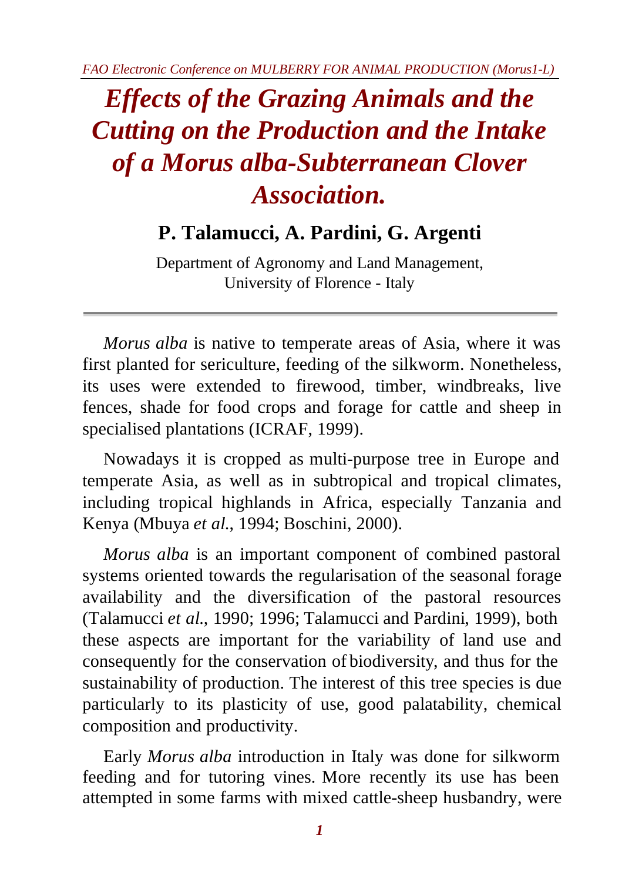# *Effects of the Grazing Animals and the Cutting on the Production and the Intake of a Morus alba-Subterranean Clover Association.*

**P. Talamucci, A. Pardini, G. Argenti**

Department of Agronomy and Land Management,
University of Florence - Italy

---

*Morus alba* is native to temperate areas of Asia, where it was first planted for sericulture, feeding of the silkworm. Nonetheless, its uses were extended to firewood, timber, windbreaks, live fences, shade for food crops and forage for cattle and sheep in specialised plantations (ICRAF, 1999).

Nowadays it is cropped as multi-purpose tree in Europe and temperate Asia, as well as in subtropical and tropical climates, including tropical highlands in Africa, especially Tanzania and Kenya (Mbuya *et al.*, 1994; Boschini, 2000).

*Morus alba* is an important component of combined pastoral systems oriented towards the regularisation of the seasonal forage availability and the diversification of the pastoral resources (Talamucci *et al.*, 1990; 1996; Talamucci and Pardini, 1999), both these aspects are important for the variability of land use and consequently for the conservation of biodiversity, and thus for the sustainability of production. The interest of this tree species is due particularly to its plasticity of use, good palatability, chemical composition and productivity.

Early *Morus alba* introduction in Italy was done for silkworm feeding and for tutoring vines. More recently its use has been attempted in some farms with mixed cattle-sheep husbandry, were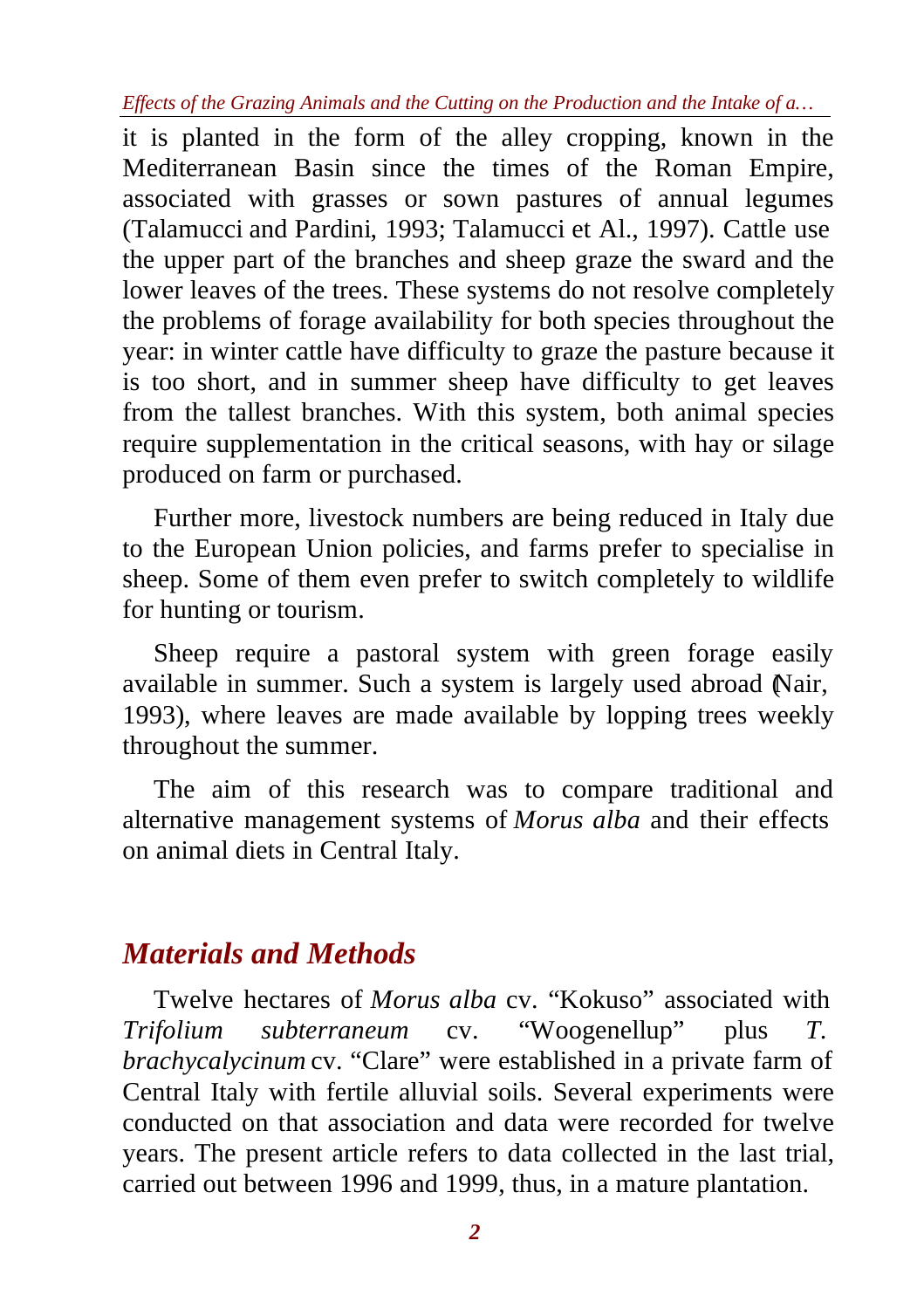it is planted in the form of the alley cropping, known in the Mediterranean Basin since the times of the Roman Empire, associated with grasses or sown pastures of annual legumes (Talamucci and Pardini, 1993; Talamucci et Al., 1997). Cattle use the upper part of the branches and sheep graze the sward and the lower leaves of the trees. These systems do not resolve completely the problems of forage availability for both species throughout the year: in winter cattle have difficulty to graze the pasture because it is too short, and in summer sheep have difficulty to get leaves from the tallest branches. With this system, both animal species require supplementation in the critical seasons, with hay or silage produced on farm or purchased.

Further more, livestock numbers are being reduced in Italy due to the European Union policies, and farms prefer to specialise in sheep. Some of them even prefer to switch completely to wildlife for hunting or tourism.

Sheep require a pastoral system with green forage easily available in summer. Such a system is largely used abroad (Nair, 1993), where leaves are made available by lopping trees weekly throughout the summer.

The aim of this research was to compare traditional and alternative management systems of *Morus alba* and their effects on animal diets in Central Italy.

## Materials and Methods

Twelve hectares of *Morus alba* cv. "Kokuso" associated with *Trifolium subterraneum* cv. "Woogenellup" plus *T. brachycalycinum* cv. "Clare" were established in a private farm of Central Italy with fertile alluvial soils. Several experiments were conducted on that association and data were recorded for twelve years. The present article refers to data collected in the last trial, carried out between 1996 and 1999, thus, in a mature plantation.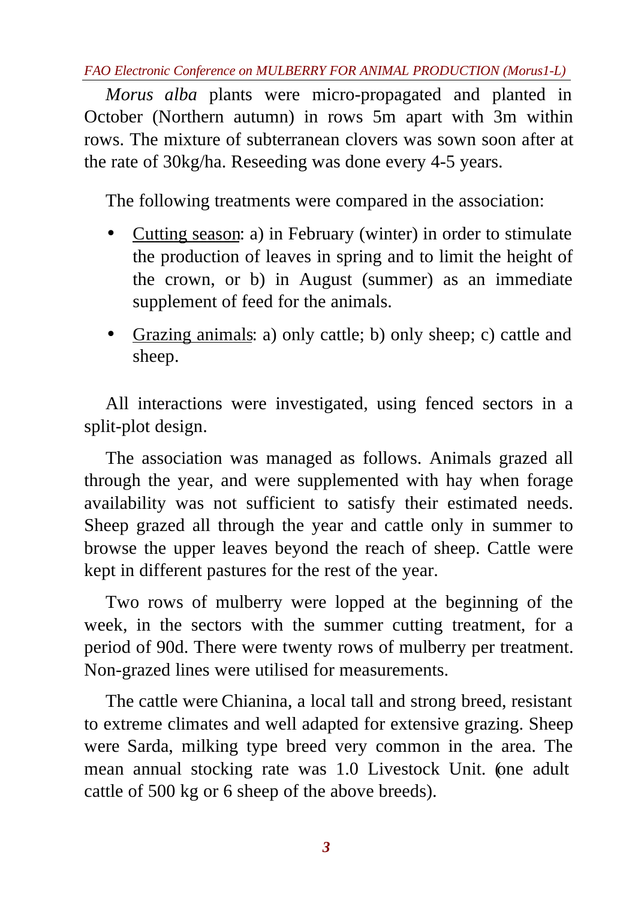*Morus alba* plants were micro-propagated and planted in October (Northern autumn) in rows 5m apart with 3m within rows. The mixture of subterranean clovers was sown soon after at the rate of 30kg/ha. Reseeding was done every 4-5 years.

The following treatments were compared in the association:

- <u>Cutting season</u>: a) in February (winter) in order to stimulate the production of leaves in spring and to limit the height of the crown, or b) in August (summer) as an immediate supplement of feed for the animals.
- <u>Grazing animals</u>: a) only cattle; b) only sheep; c) cattle and sheep.

All interactions were investigated, using fenced sectors in a split-plot design.

The association was managed as follows. Animals grazed all through the year, and were supplemented with hay when forage availability was not sufficient to satisfy their estimated needs. Sheep grazed all through the year and cattle only in summer to browse the upper leaves beyond the reach of sheep. Cattle were kept in different pastures for the rest of the year.

Two rows of mulberry were lopped at the beginning of the week, in the sectors with the summer cutting treatment, for a period of 90d. There were twenty rows of mulberry per treatment. Non-grazed lines were utilised for measurements.

The cattle were Chianina, a local tall and strong breed, resistant to extreme climates and well adapted for extensive grazing. Sheep were Sarda, milking type breed very common in the area. The mean annual stocking rate was 1.0 Livestock Unit. (one adult cattle of 500 kg or 6 sheep of the above breeds).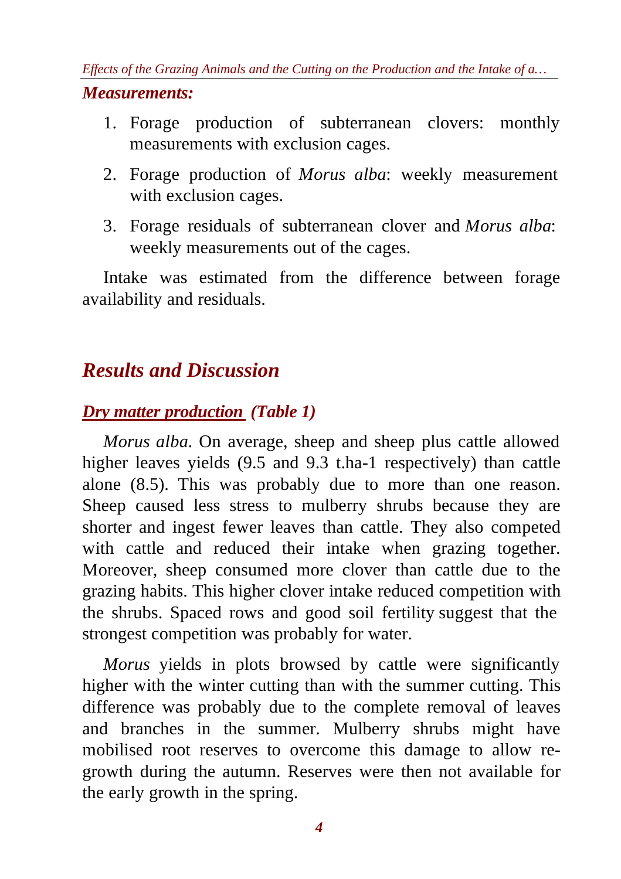***Measurements:***

1. Forage production of subterranean clovers: monthly measurements with exclusion cages.
2. Forage production of *Morus alba*: weekly measurement with exclusion cages.
3. Forage residuals of subterranean clover and *Morus alba*: weekly measurements out of the cages.

Intake was estimated from the difference between forage availability and residuals.

## *Results and Discussion*

### *Dry matter production (Table 1)*

*Morus alba*. On average, sheep and sheep plus cattle allowed higher leaves yields (9.5 and 9.3 t.ha-1 respectively) than cattle alone (8.5). This was probably due to more than one reason. Sheep caused less stress to mulberry shrubs because they are shorter and ingest fewer leaves than cattle. They also competed with cattle and reduced their intake when grazing together. Moreover, sheep consumed more clover than cattle due to the grazing habits. This higher clover intake reduced competition with the shrubs. Spaced rows and good soil fertility suggest that the strongest competition was probably for water.

*Morus* yields in plots browsed by cattle were significantly higher with the winter cutting than with the summer cutting. This difference was probably due to the complete removal of leaves and branches in the summer. Mulberry shrubs might have mobilised root reserves to overcome this damage to allow re-growth during the autumn. Reserves were then not available for the early growth in the spring.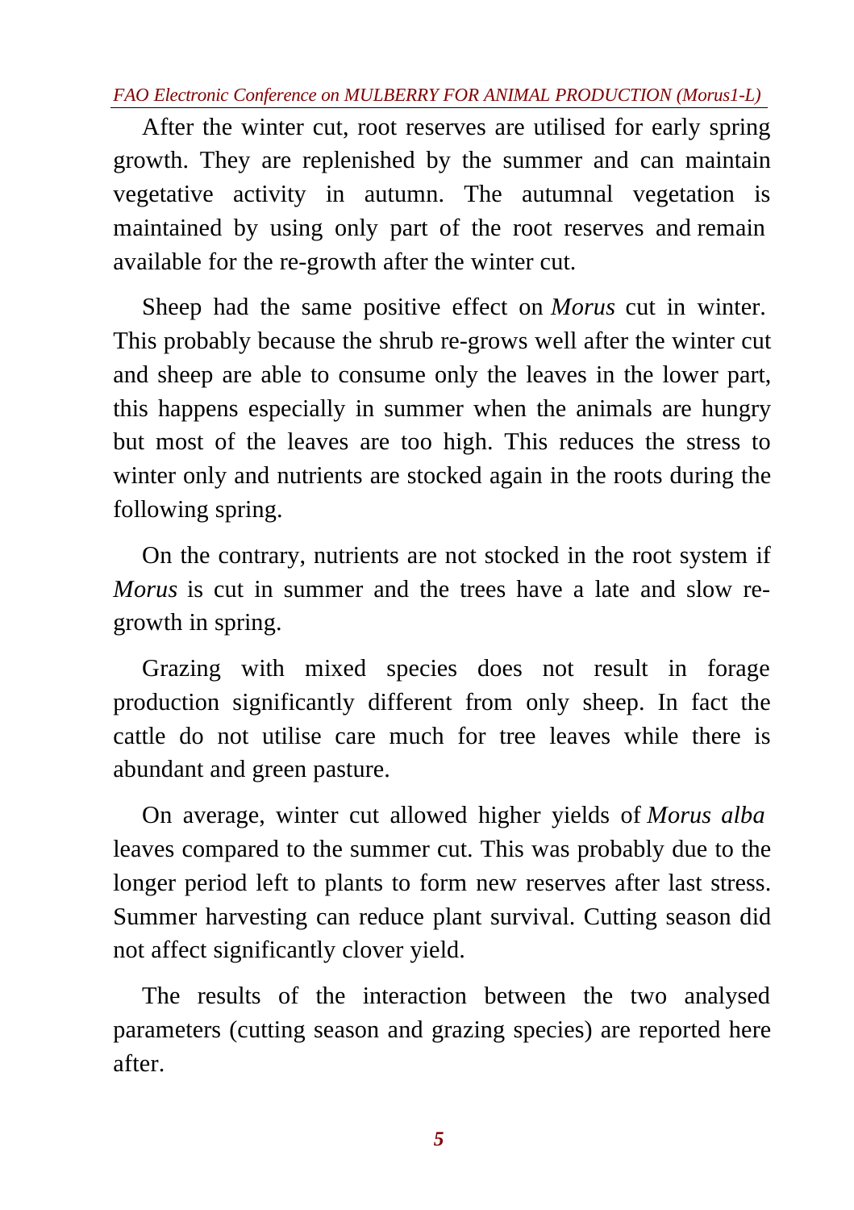After the winter cut, root reserves are utilised for early spring growth. They are replenished by the summer and can maintain vegetative activity in autumn. The autumnal vegetation is maintained by using only part of the root reserves and remain available for the re-growth after the winter cut.

Sheep had the same positive effect on *Morus* cut in winter. This probably because the shrub re-grows well after the winter cut and sheep are able to consume only the leaves in the lower part, this happens especially in summer when the animals are hungry but most of the leaves are too high. This reduces the stress to winter only and nutrients are stocked again in the roots during the following spring.

On the contrary, nutrients are not stocked in the root system if *Morus* is cut in summer and the trees have a late and slow re-growth in spring.

Grazing with mixed species does not result in forage production significantly different from only sheep. In fact the cattle do not utilise care much for tree leaves while there is abundant and green pasture.

On average, winter cut allowed higher yields of *Morus alba* leaves compared to the summer cut. This was probably due to the longer period left to plants to form new reserves after last stress. Summer harvesting can reduce plant survival. Cutting season did not affect significantly clover yield.

The results of the interaction between the two analysed parameters (cutting season and grazing species) are reported here after.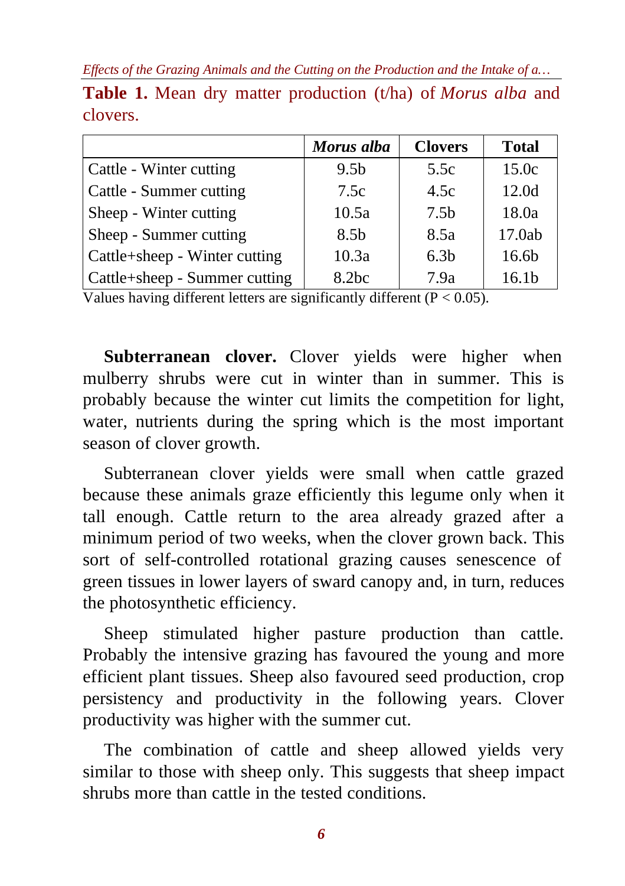**Table 1.** Mean dry matter production (t/ha) of *Morus alba* and clovers.

| | *Morus alba* | Clovers | Total |
|---|---|---|---|
| Cattle - Winter cutting | 9.5b | 5.5c | 15.0c |
| Cattle - Summer cutting | 7.5c | 4.5c | 12.0d |
| Sheep - Winter cutting | 10.5a | 7.5b | 18.0a |
| Sheep - Summer cutting | 8.5b | 8.5a | 17.0ab |
| Cattle+sheep - Winter cutting | 10.3a | 6.3b | 16.6b |
| Cattle+sheep - Summer cutting | 8.2bc | 7.9a | 16.1b |

Values having different letters are significantly different ($P < 0.05$).

**Subterranean clover.** Clover yields were higher when mulberry shrubs were cut in winter than in summer. This is probably because the winter cut limits the competition for light, water, nutrients during the spring which is the most important season of clover growth.

Subterranean clover yields were small when cattle grazed because these animals graze efficiently this legume only when it tall enough. Cattle return to the area already grazed after a minimum period of two weeks, when the clover grown back. This sort of self-controlled rotational grazing causes senescence of green tissues in lower layers of sward canopy and, in turn, reduces the photosynthetic efficiency.

Sheep stimulated higher pasture production than cattle. Probably the intensive grazing has favoured the young and more efficient plant tissues. Sheep also favoured seed production, crop persistency and productivity in the following years. Clover productivity was higher with the summer cut.

The combination of cattle and sheep allowed yields very similar to those with sheep only. This suggests that sheep impact shrubs more than cattle in the tested conditions.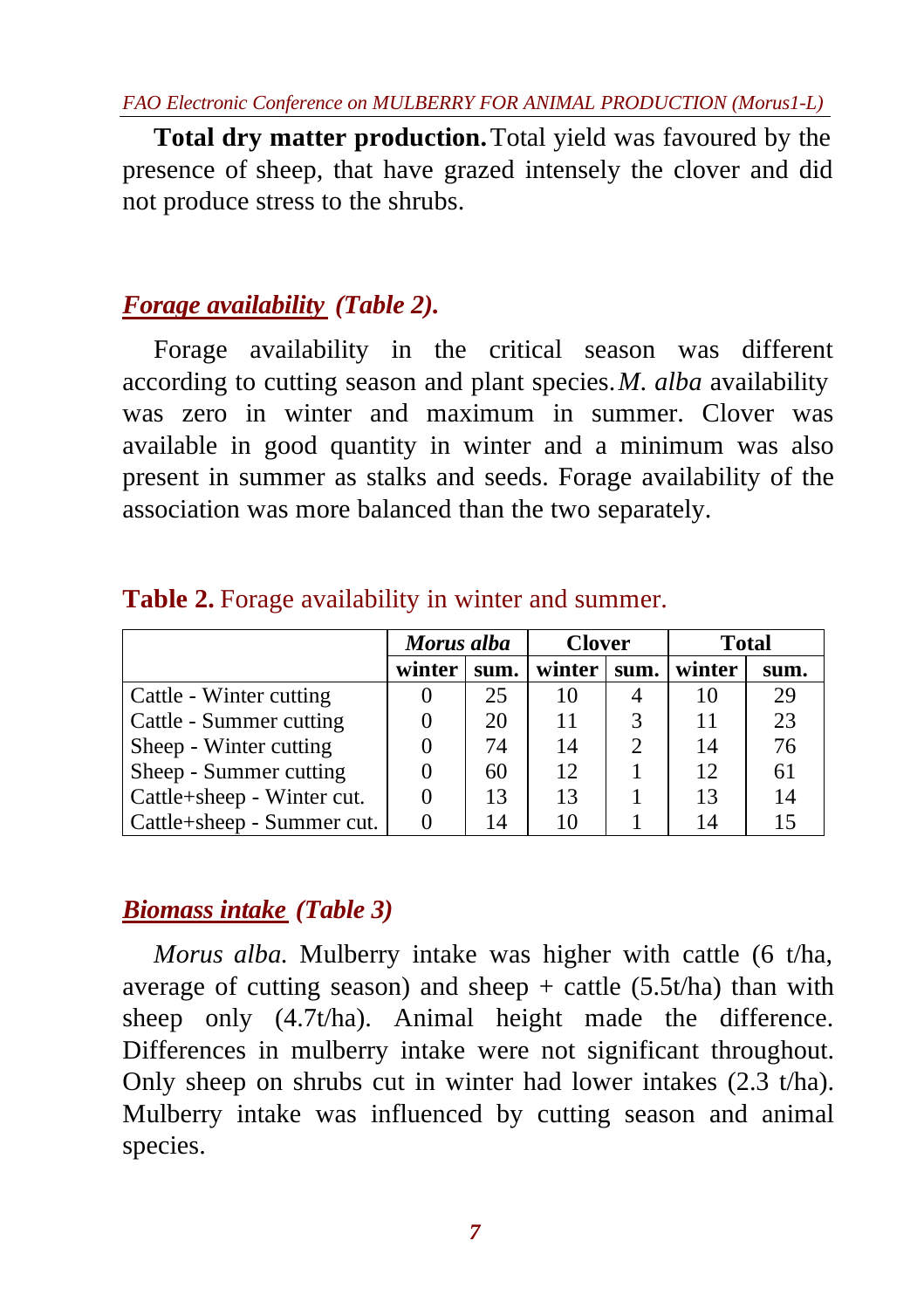**Total dry matter production.** Total yield was favoured by the presence of sheep, that have grazed intensely the clover and did not produce stress to the shrubs.

### *Forage availability (Table 2).*

Forage availability in the critical season was different according to cutting season and plant species. *M. alba* availability was zero in winter and maximum in summer. Clover was available in good quantity in winter and a minimum was also present in summer as stalks and seeds. Forage availability of the association was more balanced than the two separately.

**Table 2.** Forage availability in winter and summer.

| | *Morus alba* | | Clover | | Total | |
|---|---|---|---|---|---|---|
| | winter | sum. | winter | sum. | winter | sum. |
| Cattle - Winter cutting | 0 | 25 | 10 | 4 | 10 | 29 |
| Cattle - Summer cutting | 0 | 20 | 11 | 3 | 11 | 23 |
| Sheep - Winter cutting | 0 | 74 | 14 | 2 | 14 | 76 |
| Sheep - Summer cutting | 0 | 60 | 12 | 1 | 12 | 61 |
| Cattle+sheep - Winter cut. | 0 | 13 | 13 | 1 | 13 | 14 |
| Cattle+sheep - Summer cut. | 0 | 14 | 10 | 1 | 14 | 15 |

### *Biomass intake (Table 3)*

*Morus alba.* Mulberry intake was higher with cattle (6 t/ha, average of cutting season) and sheep + cattle (5.5t/ha) than with sheep only (4.7t/ha). Animal height made the difference. Differences in mulberry intake were not significant throughout. Only sheep on shrubs cut in winter had lower intakes (2.3 t/ha). Mulberry intake was influenced by cutting season and animal species.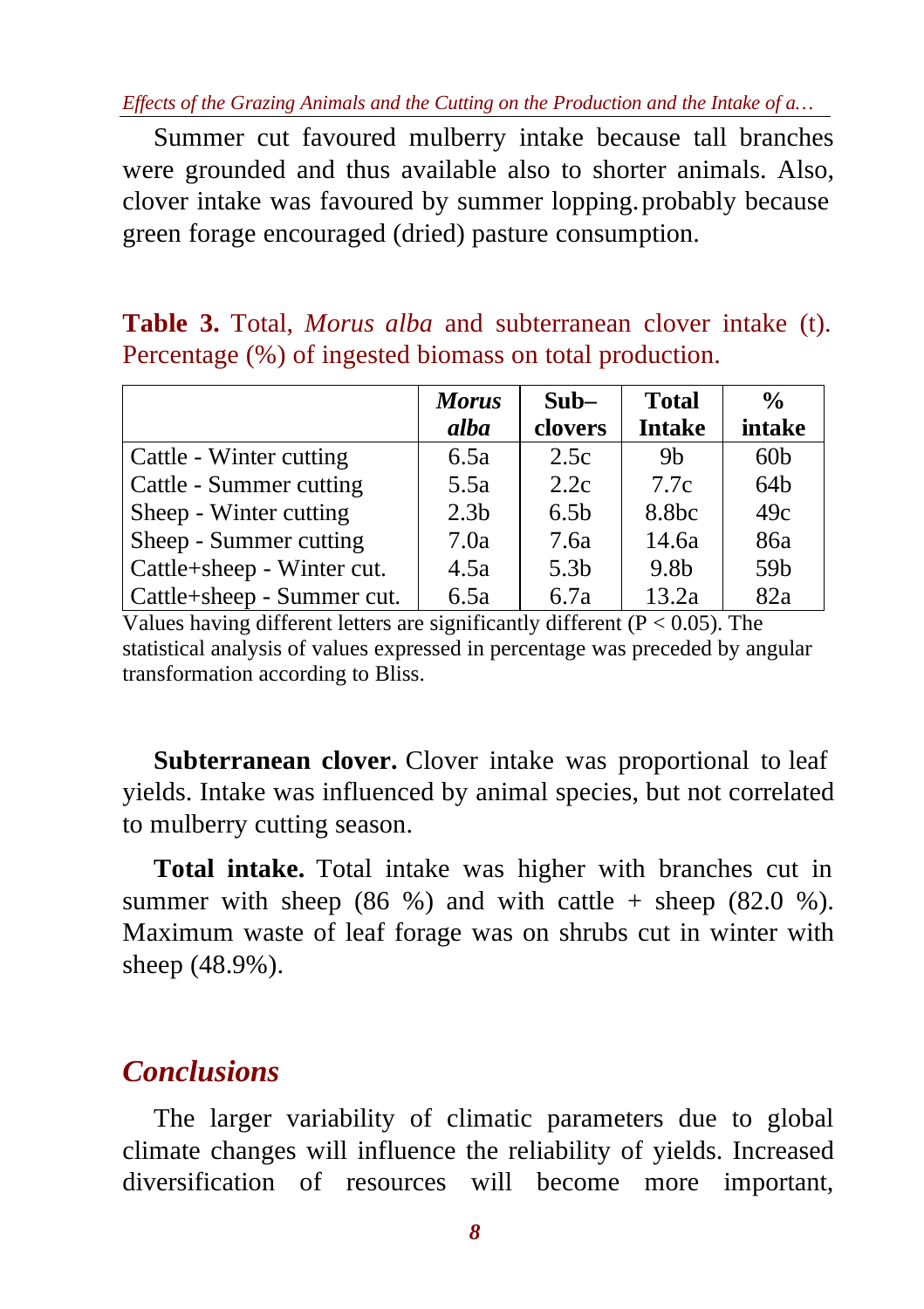Summer cut favoured mulberry intake because tall branches were grounded and thus available also to shorter animals. Also, clover intake was favoured by summer lopping. probably because green forage encouraged (dried) pasture consumption.

**Table 3.** Total, *Morus alba* and subterranean clover intake (t). Percentage (%) of ingested biomass on total production.

| | *Morus alba* | Sub–clovers | Total Intake | % intake |
|---|---|---|---|---|
| Cattle - Winter cutting | 6.5a | 2.5c | 9b | 60b |
| Cattle - Summer cutting | 5.5a | 2.2c | 7.7c | 64b |
| Sheep - Winter cutting | 2.3b | 6.5b | 8.8bc | 49c |
| Sheep - Summer cutting | 7.0a | 7.6a | 14.6a | 86a |
| Cattle+sheep - Winter cut. | 4.5a | 5.3b | 9.8b | 59b |
| Cattle+sheep - Summer cut. | 6.5a | 6.7a | 13.2a | 82a |

Values having different letters are significantly different ($P < 0.05$). The statistical analysis of values expressed in percentage was preceded by angular transformation according to Bliss.

**Subterranean clover.** Clover intake was proportional to leaf yields. Intake was influenced by animal species, but not correlated to mulberry cutting season.

**Total intake.** Total intake was higher with branches cut in summer with sheep (86 %) and with cattle + sheep (82.0 %). Maximum waste of leaf forage was on shrubs cut in winter with sheep (48.9%).

## *Conclusions*

The larger variability of climatic parameters due to global climate changes will influence the reliability of yields. Increased diversification of resources will become more important,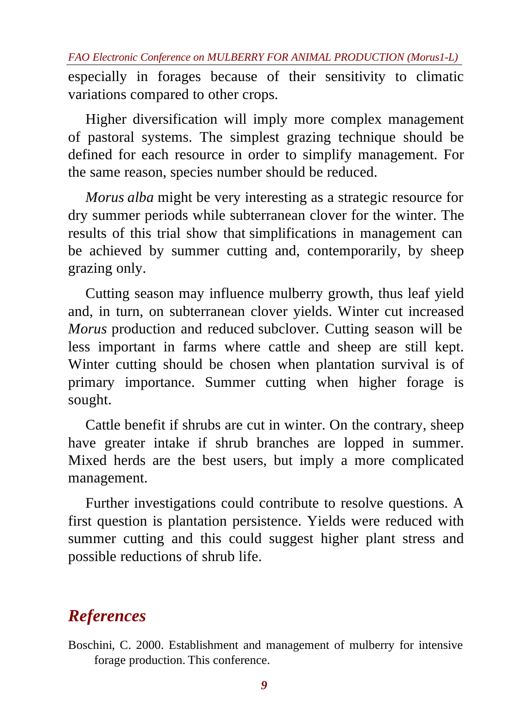especially in forages because of their sensitivity to climatic variations compared to other crops.

Higher diversification will imply more complex management of pastoral systems. The simplest grazing technique should be defined for each resource in order to simplify management. For the same reason, species number should be reduced.

*Morus alba* might be very interesting as a strategic resource for dry summer periods while subterranean clover for the winter. The results of this trial show that simplifications in management can be achieved by summer cutting and, contemporarily, by sheep grazing only.

Cutting season may influence mulberry growth, thus leaf yield and, in turn, on subterranean clover yields. Winter cut increased *Morus* production and reduced subclover. Cutting season will be less important in farms where cattle and sheep are still kept. Winter cutting should be chosen when plantation survival is of primary importance. Summer cutting when higher forage is sought.

Cattle benefit if shrubs are cut in winter. On the contrary, sheep have greater intake if shrub branches are lopped in summer. Mixed herds are the best users, but imply a more complicated management.

Further investigations could contribute to resolve questions. A first question is plantation persistence. Yields were reduced with summer cutting and this could suggest higher plant stress and possible reductions of shrub life.

## *References*

Boschini, C. 2000. Establishment and management of mulberry for intensive forage production. This conference.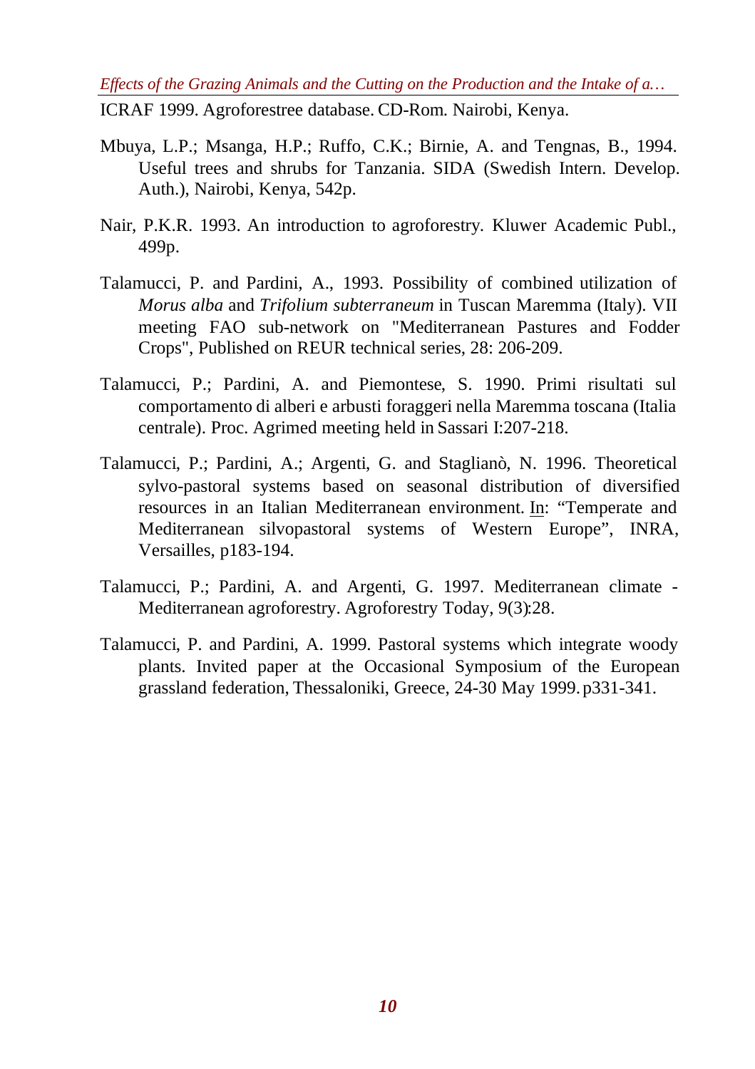ICRAF 1999. Agroforestree database. CD-Rom. Nairobi, Kenya.

Mbuya, L.P.; Msanga, H.P.; Ruffo, C.K.; Birnie, A. and Tengnas, B., 1994. Useful trees and shrubs for Tanzania. SIDA (Swedish Intern. Develop. Auth.), Nairobi, Kenya, 542p.

Nair, P.K.R. 1993. An introduction to agroforestry. Kluwer Academic Publ., 499p.

Talamucci, P. and Pardini, A., 1993. Possibility of combined utilization of *Morus alba* and *Trifolium subterraneum* in Tuscan Maremma (Italy). VII meeting FAO sub-network on "Mediterranean Pastures and Fodder Crops", Published on REUR technical series, 28: 206-209.

Talamucci, P.; Pardini, A. and Piemontese, S. 1990. Primi risultati sul comportamento di alberi e arbusti foraggeri nella Maremma toscana (Italia centrale). Proc. Agrimed meeting held in Sassari I:207-218.

Talamucci, P.; Pardini, A.; Argenti, G. and Staglianò, N. 1996. Theoretical sylvo-pastoral systems based on seasonal distribution of diversified resources in an Italian Mediterranean environment. In: "Temperate and Mediterranean silvopastoral systems of Western Europe", INRA, Versailles, p183-194.

Talamucci, P.; Pardini, A. and Argenti, G. 1997. Mediterranean climate - Mediterranean agroforestry. Agroforestry Today, 9(3):28.

Talamucci, P. and Pardini, A. 1999. Pastoral systems which integrate woody plants. Invited paper at the Occasional Symposium of the European grassland federation, Thessaloniki, Greece, 24-30 May 1999. p331-341.